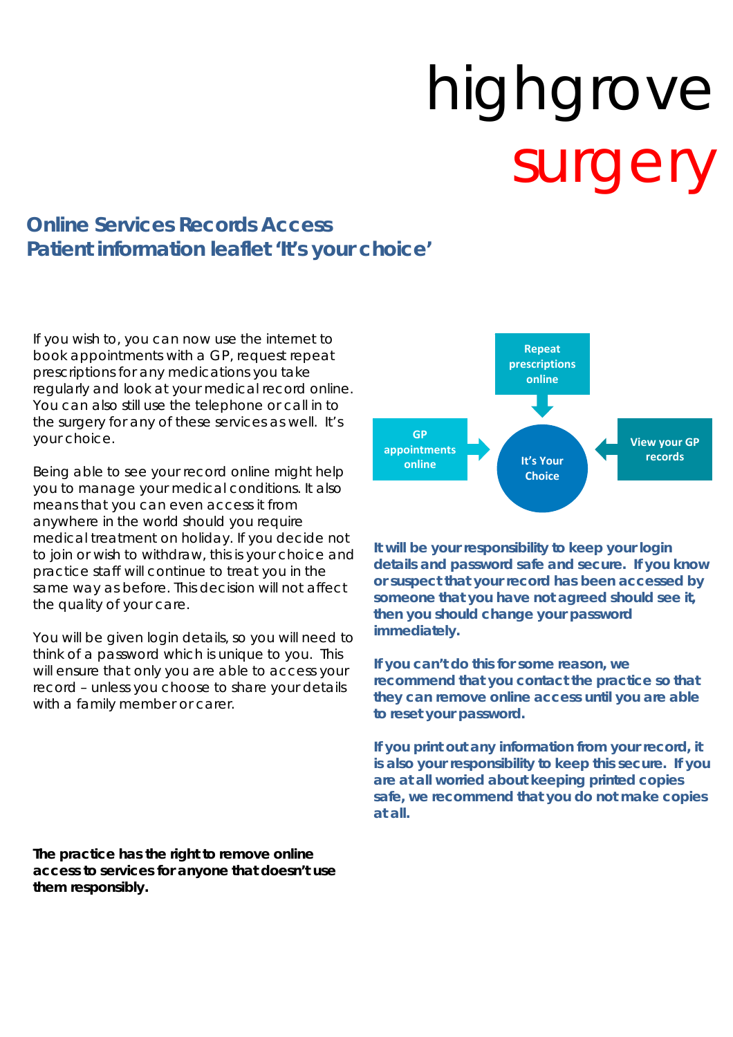# highgrove surgery

## Online Services Records Access
## Patient information leaflet 'It's your choice'

If you wish to, you can now use the internet to book appointments with a GP, request repeat prescriptions for any medications you take regularly and look at your medical record online. You can also still use the telephone or call in to the surgery for any of these services as well. It's your choice.

Being able to see your record online might help you to manage your medical conditions. It also means that you can even access it from anywhere in the world should you require medical treatment on holiday. If you decide not to join or wish to withdraw, this is your choice and practice staff will continue to treat you in the same way as before. This decision will not affect the quality of your care.

You will be given login details, so you will need to think of a password which is unique to you. This will ensure that only you are able to access your record – unless you choose to share your details with a family member or carer.

**The practice has the right to remove online access to services for anyone that doesn't use them responsibly.**

Repeat prescriptions online

GP appointments online

It's Your Choice

View your GP records

**It will be your responsibility to keep your login details and password safe and secure. If you know or suspect that your record has been accessed by someone that you have not agreed should see it, then you should change your password immediately.**

**If you can't do this for some reason, we recommend that you contact the practice so that they can remove online access until you are able to reset your password.**

**If you print out any information from your record, it is also your responsibility to keep this secure. If you are at all worried about keeping printed copies safe, we recommend that you do not make copies at all.**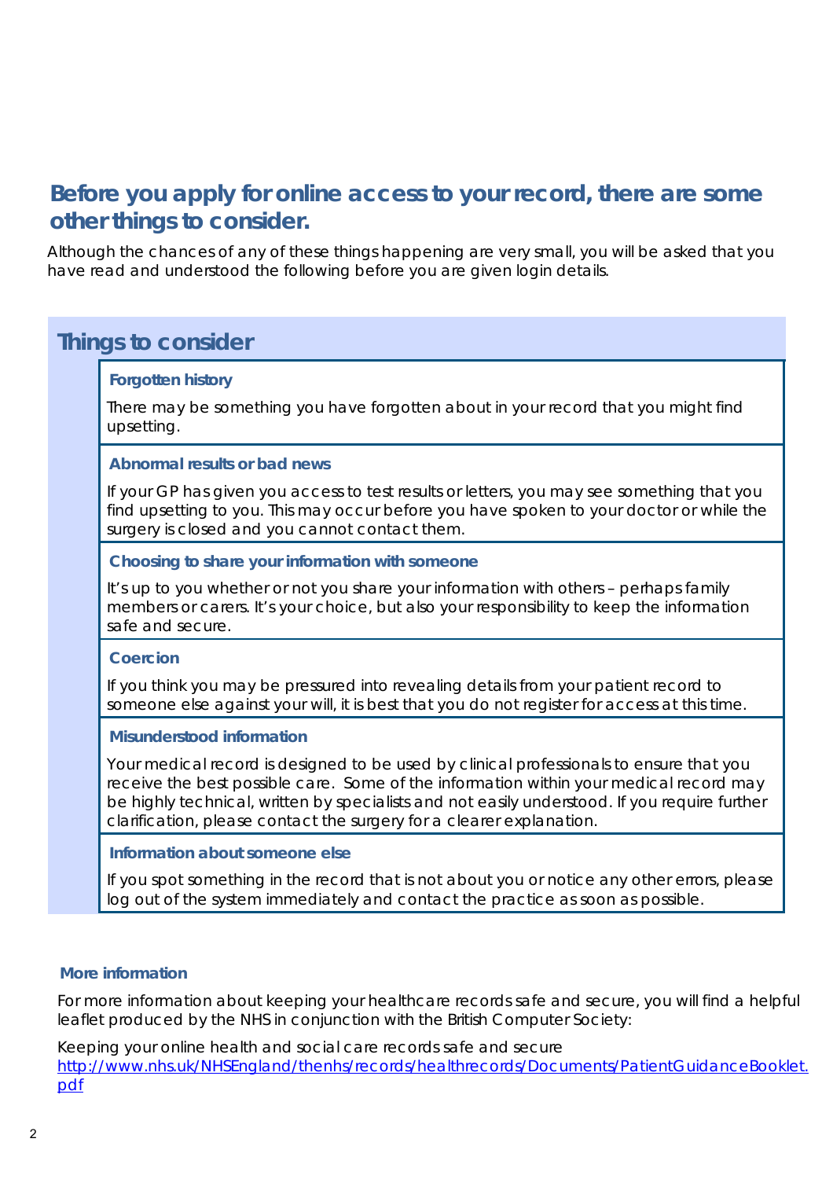## Before you apply for online access to your record, there are some other things to consider.

Although the chances of any of these things happening are very small, you will be asked that you have read and understood the following before you are given login details.

### Things to consider

#### Forgotten history

There may be something you have forgotten about in your record that you might find upsetting.

#### Abnormal results or bad news

If your GP has given you access to test results or letters, you may see something that you find upsetting to you. This may occur before you have spoken to your doctor or while the surgery is closed and you cannot contact them.

#### Choosing to share your information with someone

It's up to you whether or not you share your information with others – perhaps family members or carers. It's your choice, but also your responsibility to keep the information safe and secure.

#### Coercion

If you think you may be pressured into revealing details from your patient record to someone else against your will, it is best that you do not register for access at this time.

#### Misunderstood information

Your medical record is designed to be used by clinical professionals to ensure that you receive the best possible care. Some of the information within your medical record may be highly technical, written by specialists and not easily understood. If you require further clarification, please contact the surgery for a clearer explanation.

#### Information about someone else

If you spot something in the record that is not about you or notice any other errors, please log out of the system immediately and contact the practice as soon as possible.

#### More information

For more information about keeping your healthcare records safe and secure, you will find a helpful leaflet produced by the NHS in conjunction with the British Computer Society:

Keeping your online health and social care records safe and secure
http://www.nhs.uk/NHSEngland/thenhs/records/healthrecords/Documents/PatientGuidanceBooklet.pdf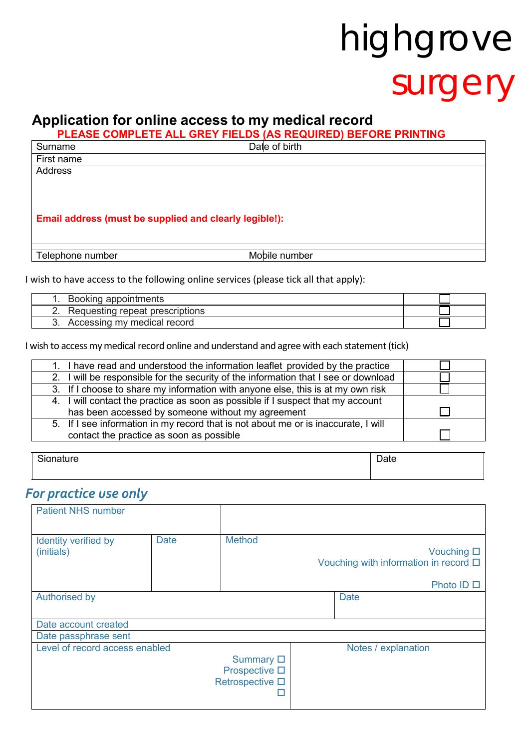highgrove
surgery

# Application for online access to my medical record

**PLEASE COMPLETE ALL GREY FIELDS (AS REQUIRED) BEFORE PRINTING**

| | |
|---|---|
| Surname | Date of birth |
| First name | |
| Address | |
| **Email address (must be supplied and clearly legible!):** | |
| Telephone number | Mobile number |

I wish to have access to the following online services (please tick all that apply):

| | |
|---|---|
| 1. Booking appointments | ☐ |
| 2. Requesting repeat prescriptions | ☐ |
| 3. Accessing my medical record | ☐ |

I wish to access my medical record online and understand and agree with each statement (tick)

| | |
|---|---|
| 1. I have read and understood the information leaflet provided by the practice | ☐ |
| 2. I will be responsible for the security of the information that I see or download | ☐ |
| 3. If I choose to share my information with anyone else, this is at my own risk | ☐ |
| 4. I will contact the practice as soon as possible if I suspect that my account has been accessed by someone without my agreement | ☐ |
| 5. If I see information in my record that is not about me or is inaccurate, I will contact the practice as soon as possible | ☐ |

| | |
|---|---|
| Signature | Date |

## *For practice use only*

| | | | |
|---|---|---|---|
| Patient NHS number | | | |
| Identity verified by (initials) | Date | Method | Vouching ☐<br>Vouching with information in record ☐<br>Photo ID ☐ |
| Authorised by | | | Date |
| Date account created | | | |
| Date passphrase sent | | | |
| Level of record access enabled<br>Summary ☐<br>Prospective ☐<br>Retrospective ☐<br>☐ | | Notes / explanation | |